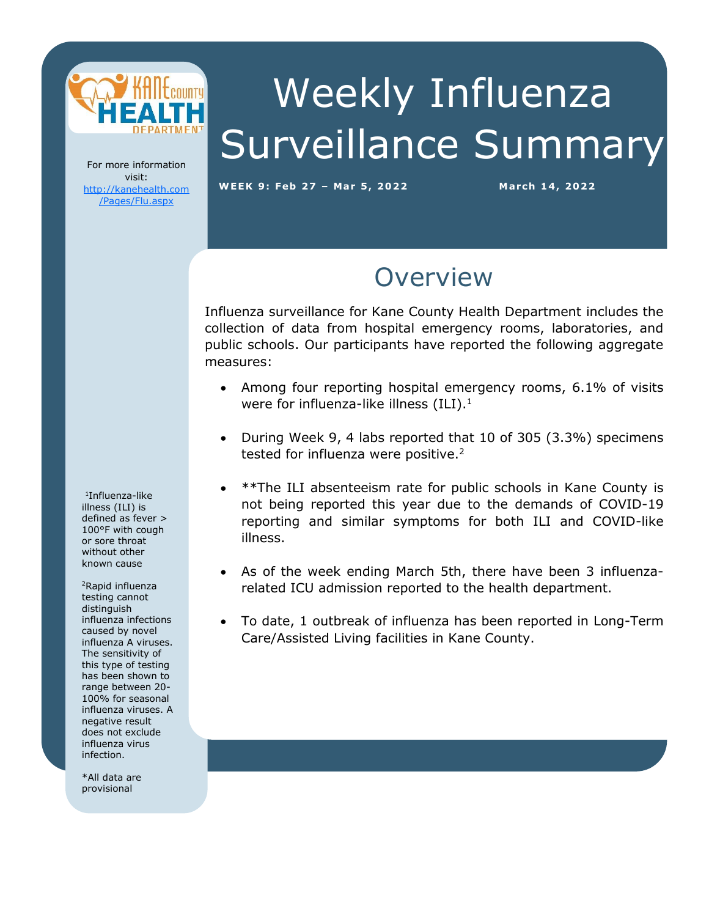# Weekly Influenza Surveillance Summary

**WEEK 9: Feb 27 – Mar 5, 2022** **March 14, 2022**

For more information visit: http://kanehealth.com/Pages/Flu.aspx

## Overview

Influenza surveillance for Kane County Health Department includes the collection of data from hospital emergency rooms, laboratories, and public schools. Our participants have reported the following aggregate measures:

- Among four reporting hospital emergency rooms, 6.1% of visits were for influenza-like illness (ILI).[1]
- During Week 9, 4 labs reported that 10 of 305 (3.3%) specimens tested for influenza were positive.[2]
- **The ILI absenteeism rate for public schools in Kane County is not being reported this year due to the demands of COVID-19 reporting and similar symptoms for both ILI and COVID-like illness.
- As of the week ending March 5th, there have been 3 influenza-related ICU admission reported to the health department.
- To date, 1 outbreak of influenza has been reported in Long-Term Care/Assisted Living facilities in Kane County.

[1]Influenza-like illness (ILI) is defined as fever > 100°F with cough or sore throat without other known cause

[2]Rapid influenza testing cannot distinguish influenza infections caused by novel influenza A viruses. The sensitivity of this type of testing has been shown to range between 20-100% for seasonal influenza viruses. A negative result does not exclude influenza virus infection.

*All data are provisional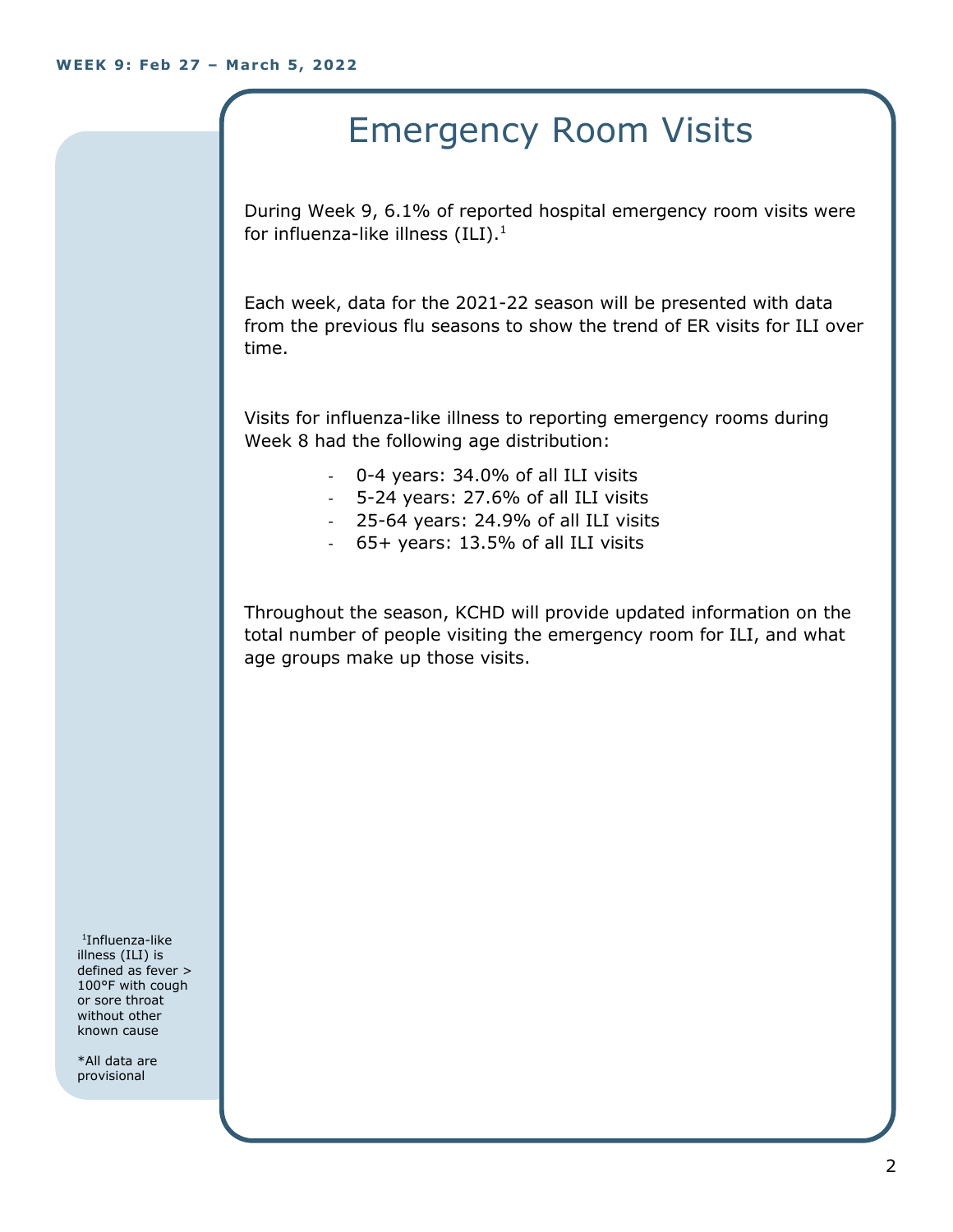# Emergency Room Visits

During Week 9, 6.1% of reported hospital emergency room visits were for influenza-like illness (ILI).[1]

Each week, data for the 2021-22 season will be presented with data from the previous flu seasons to show the trend of ER visits for ILI over time.

Visits for influenza-like illness to reporting emergency rooms during Week 8 had the following age distribution:

- 0-4 years: 34.0% of all ILI visits
- 5-24 years: 27.6% of all ILI visits
- 25-64 years: 24.9% of all ILI visits
- 65+ years: 13.5% of all ILI visits

Throughout the season, KCHD will provide updated information on the total number of people visiting the emergency room for ILI, and what age groups make up those visits.

[1]Influenza-like illness (ILI) is defined as fever > 100°F with cough or sore throat without other known cause

*All data are provisional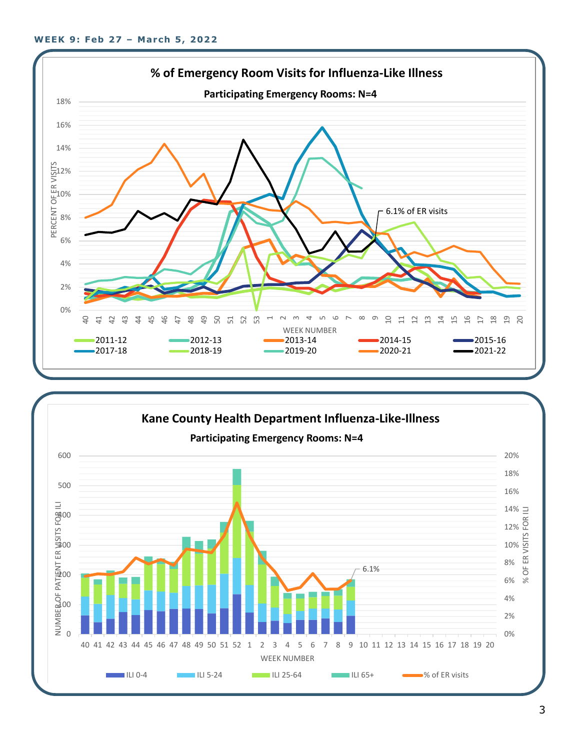**WEEK 9: Feb 27 – March 5, 2022**

## % of Emergency Room Visits for Influenza-Like Illness

**Participating Emergency Rooms: N=4**

PERCENT OF ER VISITS: 0%, 2%, 4%, 6%, 8%, 10%, 12%, 14%, 16%, 18%

WEEK NUMBER: 40 41 42 43 44 45 46 47 48 49 50 51 52 53 1 2 3 4 5 6 7 8 9 10 11 12 13 14 15 16 17 18 19 20

6.1% of ER visits

Legend: 2011-12, 2012-13, 2013-14, 2014-15, 2015-16, 2017-18, 2018-19, 2019-20, 2020-21, 2021-22

## Kane County Health Department Influenza-Like-Illness

**Participating Emergency Rooms: N=4**

NUMBER OF PATIENT ER VISITS FOR ILI: 0, 100, 200, 300, 400, 500, 600

% OF ER VISITS FOR ILI: 0%, 2%, 4%, 6%, 8%, 10%, 12%, 14%, 16%, 18%, 20%

WEEK NUMBER: 40 41 42 43 44 45 46 47 48 49 50 51 52 1 2 3 4 5 6 7 8 9 10 11 12 13 14 15 16 17 18 19 20

6.1%

Legend: ILI 0-4, ILI 5-24, ILI 25-64, ILI 65+, % of ER visits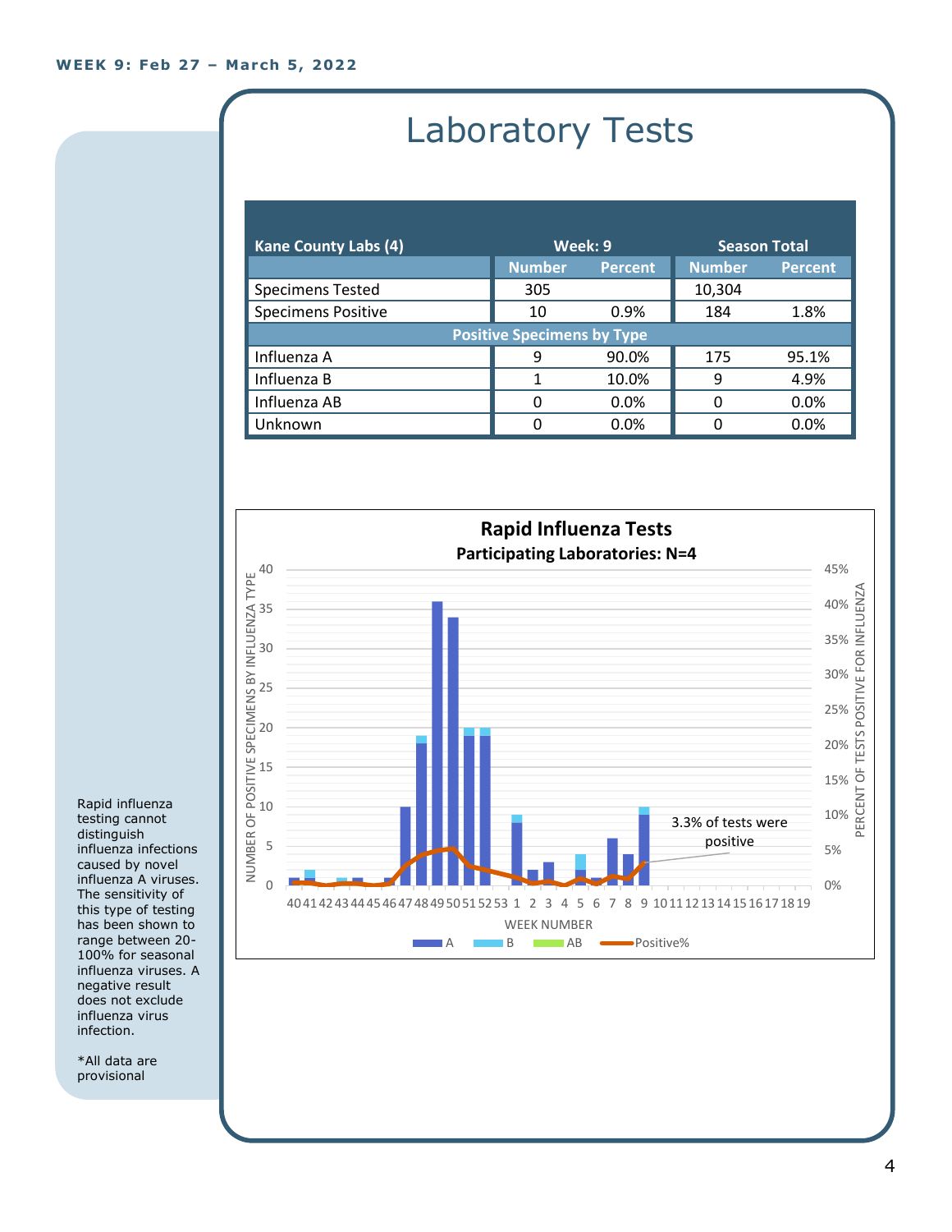**WEEK 9: Feb 27 – March 5, 2022**

# Laboratory Tests

| Kane County Labs (4) | Week: 9 | | Season Total | |
|---|---|---|---|---|
| | Number | Percent | Number | Percent |
| Specimens Tested | 305 | | 10,304 | |
| Specimens Positive | 10 | 0.9% | 184 | 1.8% |
| **Positive Specimens by Type** | | | | |
| Influenza A | 9 | 90.0% | 175 | 95.1% |
| Influenza B | 1 | 10.0% | 9 | 4.9% |
| Influenza AB | 0 | 0.0% | 0 | 0.0% |
| Unknown | 0 | 0.0% | 0 | 0.0% |

**Rapid Influenza Tests**

**Participating Laboratories: N=4**

NUMBER OF POSITIVE SPECIMENS BY INFLUENZA TYPE; PERCENT OF TESTS POSITIVE FOR INFLUENZA; WEEK NUMBER

Legend: A, B, AB, Positive%

3.3% of tests were positive

Rapid influenza testing cannot distinguish influenza infections caused by novel influenza A viruses. The sensitivity of this type of testing has been shown to range between 20-100% for seasonal influenza viruses. A negative result does not exclude influenza virus infection.

*All data are provisional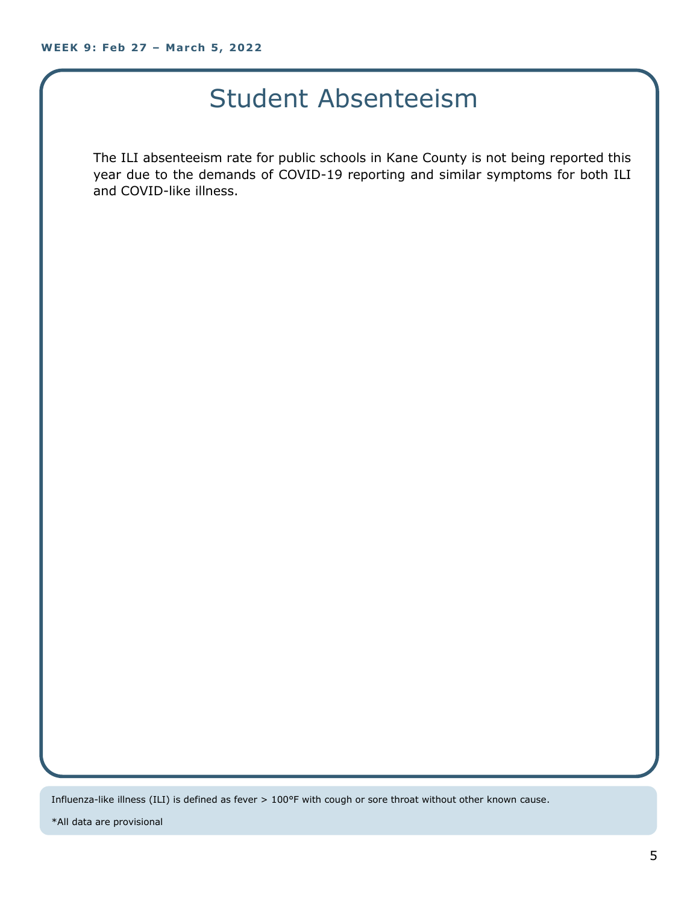# Student Absenteeism

The ILI absenteeism rate for public schools in Kane County is not being reported this year due to the demands of COVID-19 reporting and similar symptoms for both ILI and COVID-like illness.

Influenza-like illness (ILI) is defined as fever > 100°F with cough or sore throat without other known cause.

*All data are provisional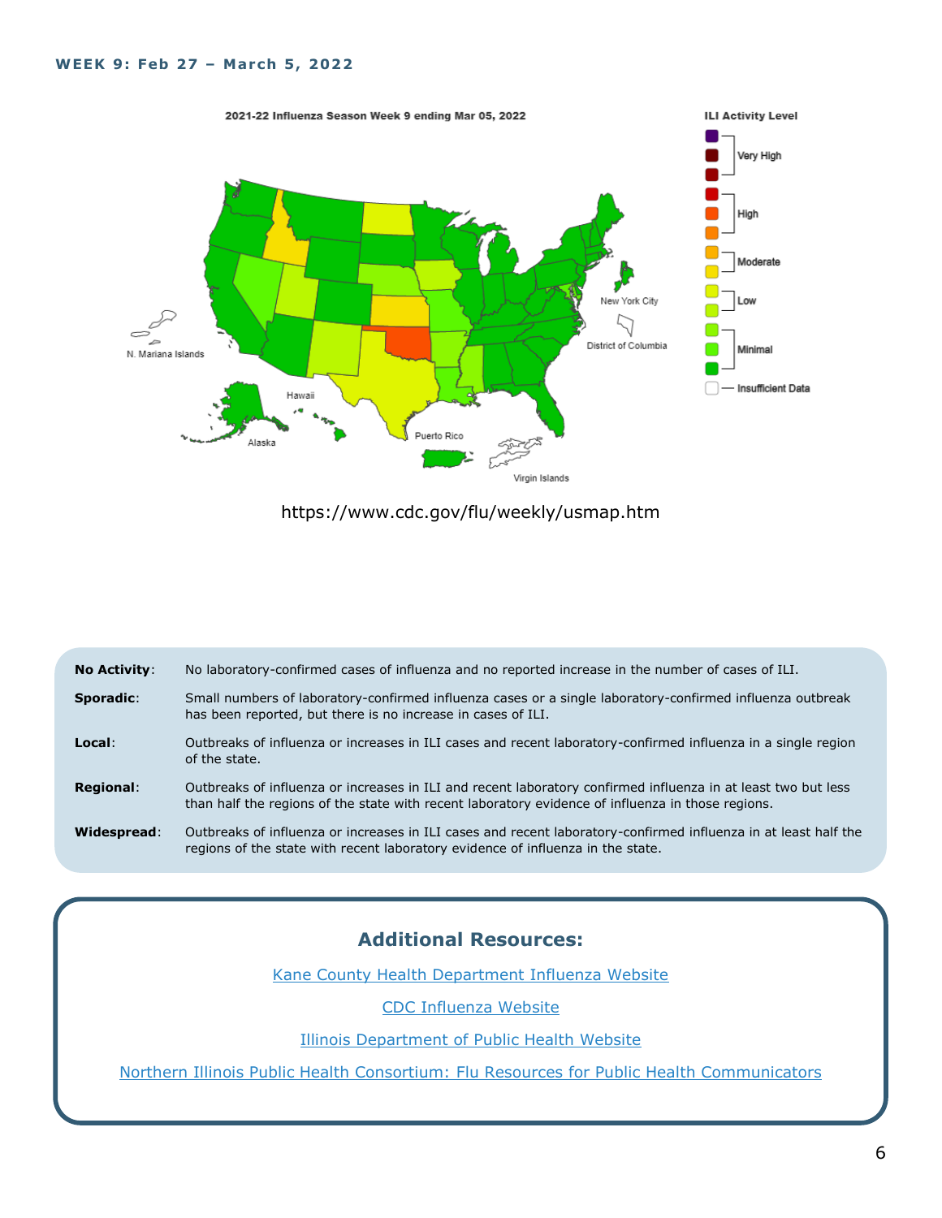**WEEK 9: Feb 27 – March 5, 2022**

2021-22 Influenza Season Week 9 ending Mar 05, 2022

ILI Activity Level

Very High

High

Moderate

Low

Minimal

Insufficient Data

New York City

District of Columbia

N. Mariana Islands

Hawaii

Alaska

Puerto Rico

Virgin Islands

https://www.cdc.gov/flu/weekly/usmap.htm

| | |
|---|---|
| **No Activity**: | No laboratory-confirmed cases of influenza and no reported increase in the number of cases of ILI. |
| **Sporadic**: | Small numbers of laboratory-confirmed influenza cases or a single laboratory-confirmed influenza outbreak has been reported, but there is no increase in cases of ILI. |
| **Local**: | Outbreaks of influenza or increases in ILI cases and recent laboratory-confirmed influenza in a single region of the state. |
| **Regional**: | Outbreaks of influenza or increases in ILI and recent laboratory confirmed influenza in at least two but less than half the regions of the state with recent laboratory evidence of influenza in those regions. |
| **Widespread**: | Outbreaks of influenza or increases in ILI cases and recent laboratory-confirmed influenza in at least half the regions of the state with recent laboratory evidence of influenza in the state. |

## Additional Resources:

Kane County Health Department Influenza Website

CDC Influenza Website

Illinois Department of Public Health Website

Northern Illinois Public Health Consortium: Flu Resources for Public Health Communicators